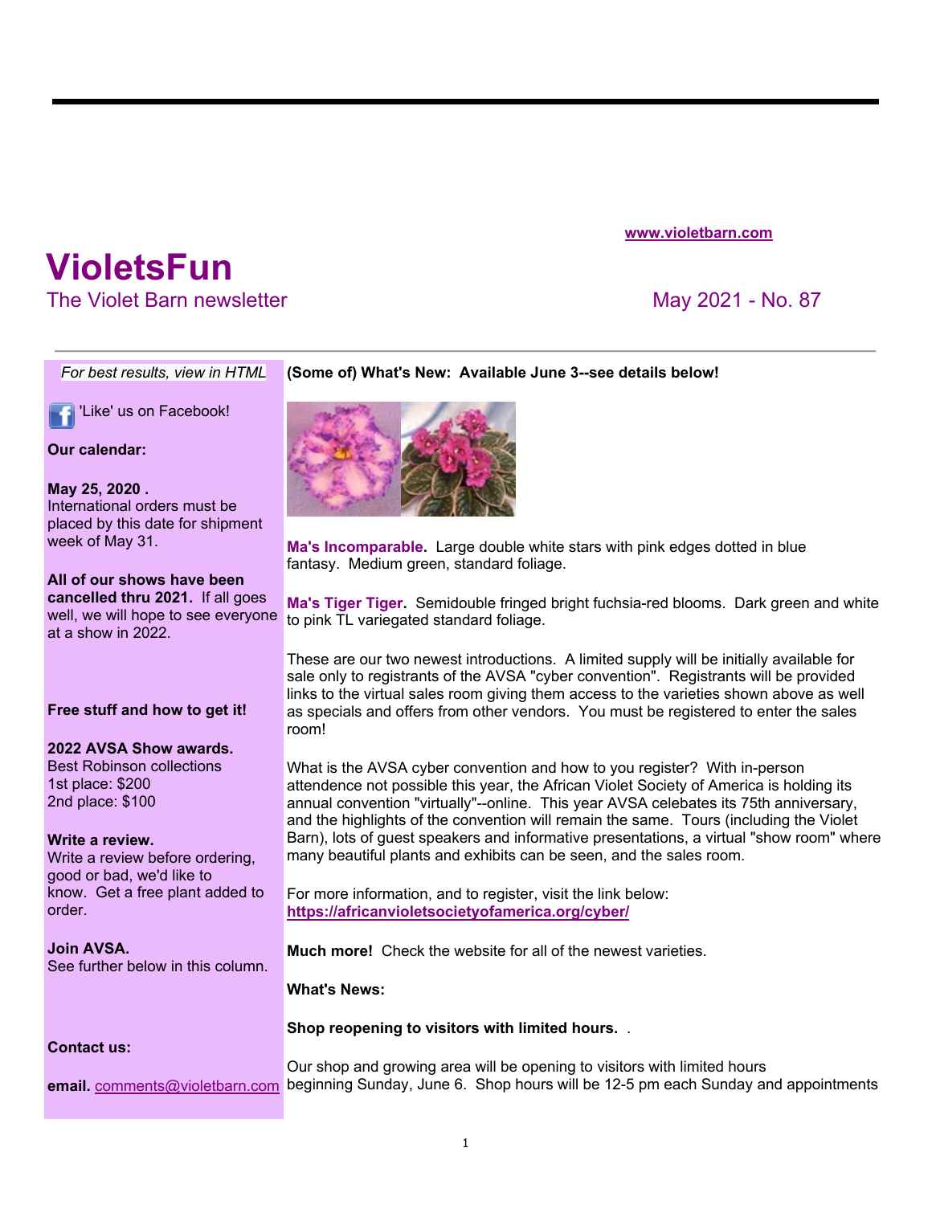www.violetbarn.com

# VioletsFun

The Violet Barn newsletter

May 2021 - No. 87

*For best results, view in HTML*

'Like' us on Facebook!

**Our calendar:**

**May 25, 2020 .**
International orders must be placed by this date for shipment week of May 31.

**All of our shows have been cancelled thru 2021.** If all goes well, we will hope to see everyone at a show in 2022.

**Free stuff and how to get it!**

**2022 AVSA Show awards.**
Best Robinson collections
1st place: $200
2nd place: $100

**Write a review.**
Write a review before ordering, good or bad, we'd like to know. Get a free plant added to order.

**Join AVSA.**
See further below in this column.

**Contact us:**

**email.** comments@violetbarn.com

**(Some of) What's New: Available June 3--see details below!**

**Ma's Incomparable.** Large double white stars with pink edges dotted in blue fantasy. Medium green, standard foliage.

**Ma's Tiger Tiger.** Semidouble fringed bright fuchsia-red blooms. Dark green and white to pink TL variegated standard foliage.

These are our two newest introductions. A limited supply will be initially available for sale only to registrants of the AVSA "cyber convention". Registrants will be provided links to the virtual sales room giving them access to the varieties shown above as well as specials and offers from other vendors. You must be registered to enter the sales room!

What is the AVSA cyber convention and how to you register? With in-person attendence not possible this year, the African Violet Society of America is holding its annual convention "virtually"--online. This year AVSA celebates its 75th anniversary, and the highlights of the convention will remain the same. Tours (including the Violet Barn), lots of guest speakers and informative presentations, a virtual "show room" where many beautiful plants and exhibits can be seen, and the sales room.

For more information, and to register, visit the link below:
https://africanvioletsocietyofamerica.org/cyber/

**Much more!** Check the website for all of the newest varieties.

**What's News:**

**Shop reopening to visitors with limited hours.** .

Our shop and growing area will be opening to visitors with limited hours beginning Sunday, June 6. Shop hours will be 12-5 pm each Sunday and appointments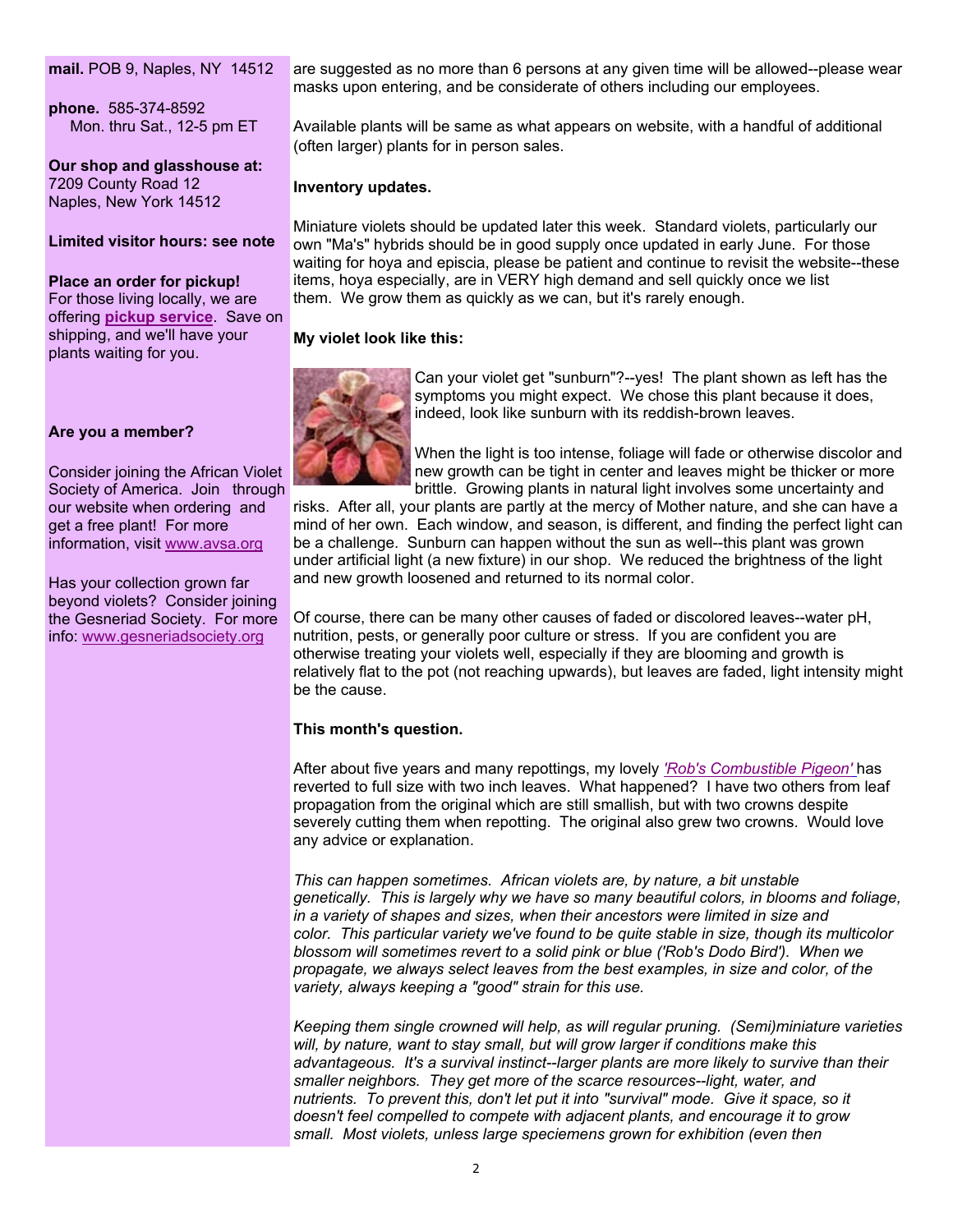**mail.** POB 9, Naples, NY 14512

**phone.** 585-374-8592
Mon. thru Sat., 12-5 pm ET

**Our shop and glasshouse at:**
7209 County Road 12
Naples, New York 14512

**Limited visitor hours: see note**

**Place an order for pickup!**
For those living locally, we are offering **pickup service**. Save on shipping, and we'll have your plants waiting for you.

**Are you a member?**

Consider joining the African Violet Society of America. Join through our website when ordering and get a free plant! For more information, visit www.avsa.org

Has your collection grown far beyond violets? Consider joining the Gesneriad Society. For more info: www.gesneriadsociety.org

are suggested as no more than 6 persons at any given time will be allowed--please wear masks upon entering, and be considerate of others including our employees.

Available plants will be same as what appears on website, with a handful of additional (often larger) plants for in person sales.

**Inventory updates.**

Miniature violets should be updated later this week. Standard violets, particularly our own "Ma's" hybrids should be in good supply once updated in early June. For those waiting for hoya and episcia, please be patient and continue to revisit the website--these items, hoya especially, are in VERY high demand and sell quickly once we list them. We grow them as quickly as we can, but it's rarely enough.

**My violet look like this:**

Can your violet get "sunburn"?--yes! The plant shown as left has the symptoms you might expect. We chose this plant because it does, indeed, look like sunburn with its reddish-brown leaves.

When the light is too intense, foliage will fade or otherwise discolor and new growth can be tight in center and leaves might be thicker or more brittle. Growing plants in natural light involves some uncertainty and risks. After all, your plants are partly at the mercy of Mother nature, and she can have a mind of her own. Each window, and season, is different, and finding the perfect light can be a challenge. Sunburn can happen without the sun as well--this plant was grown under artificial light (a new fixture) in our shop. We reduced the brightness of the light and new growth loosened and returned to its normal color.

Of course, there can be many other causes of faded or discolored leaves--water pH, nutrition, pests, or generally poor culture or stress. If you are confident you are otherwise treating your violets well, especially if they are blooming and growth is relatively flat to the pot (not reaching upwards), but leaves are faded, light intensity might be the cause.

**This month's question.**

After about five years and many repottings, my lovely *'Rob's Combustible Pigeon'* has reverted to full size with two inch leaves. What happened? I have two others from leaf propagation from the original which are still smallish, but with two crowns despite severely cutting them when repotting. The original also grew two crowns. Would love any advice or explanation.

*This can happen sometimes. African violets are, by nature, a bit unstable genetically. This is largely why we have so many beautiful colors, in blooms and foliage, in a variety of shapes and sizes, when their ancestors were limited in size and color. This particular variety we've found to be quite stable in size, though its multicolor blossom will sometimes revert to a solid pink or blue ('Rob's Dodo Bird'). When we propagate, we always select leaves from the best examples, in size and color, of the variety, always keeping a "good" strain for this use.*

*Keeping them single crowned will help, as will regular pruning. (Semi)miniature varieties will, by nature, want to stay small, but will grow larger if conditions make this advantageous. It's a survival instinct--larger plants are more likely to survive than their smaller neighbors. They get more of the scarce resources--light, water, and nutrients. To prevent this, don't let put it into "survival" mode. Give it space, so it doesn't feel compelled to compete with adjacent plants, and encourage it to grow small. Most violets, unless large speciemens grown for exhibition (even then*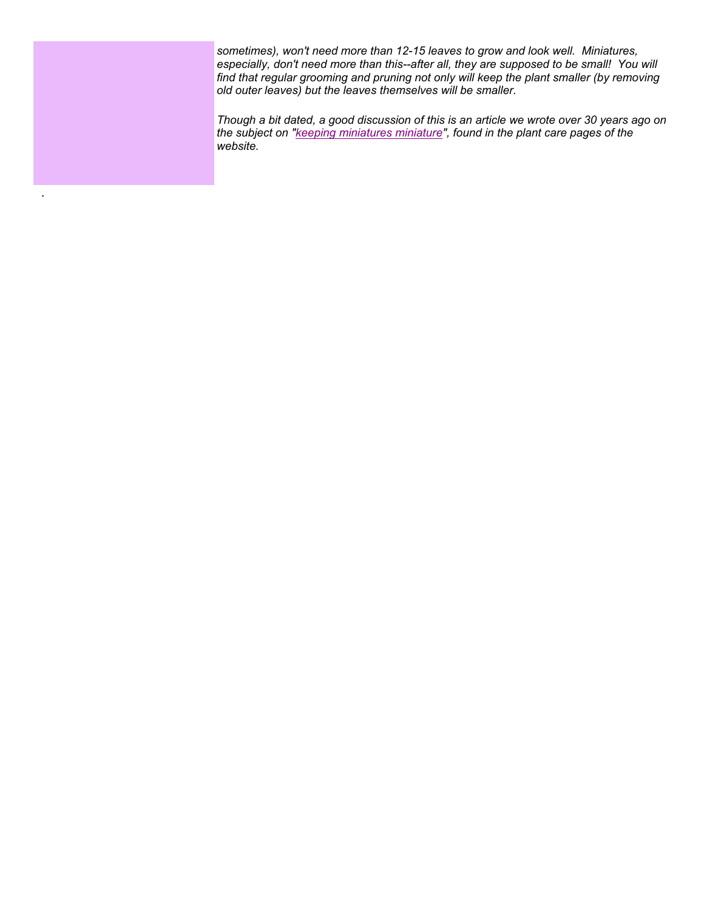*sometimes), won't need more than 12-15 leaves to grow and look well. Miniatures, especially, don't need more than this--after all, they are supposed to be small! You will find that regular grooming and pruning not only will keep the plant smaller (by removing old outer leaves) but the leaves themselves will be smaller.*

*Though a bit dated, a good discussion of this is an article we wrote over 30 years ago on the subject on "keeping miniatures miniature", found in the plant care pages of the website.*

.